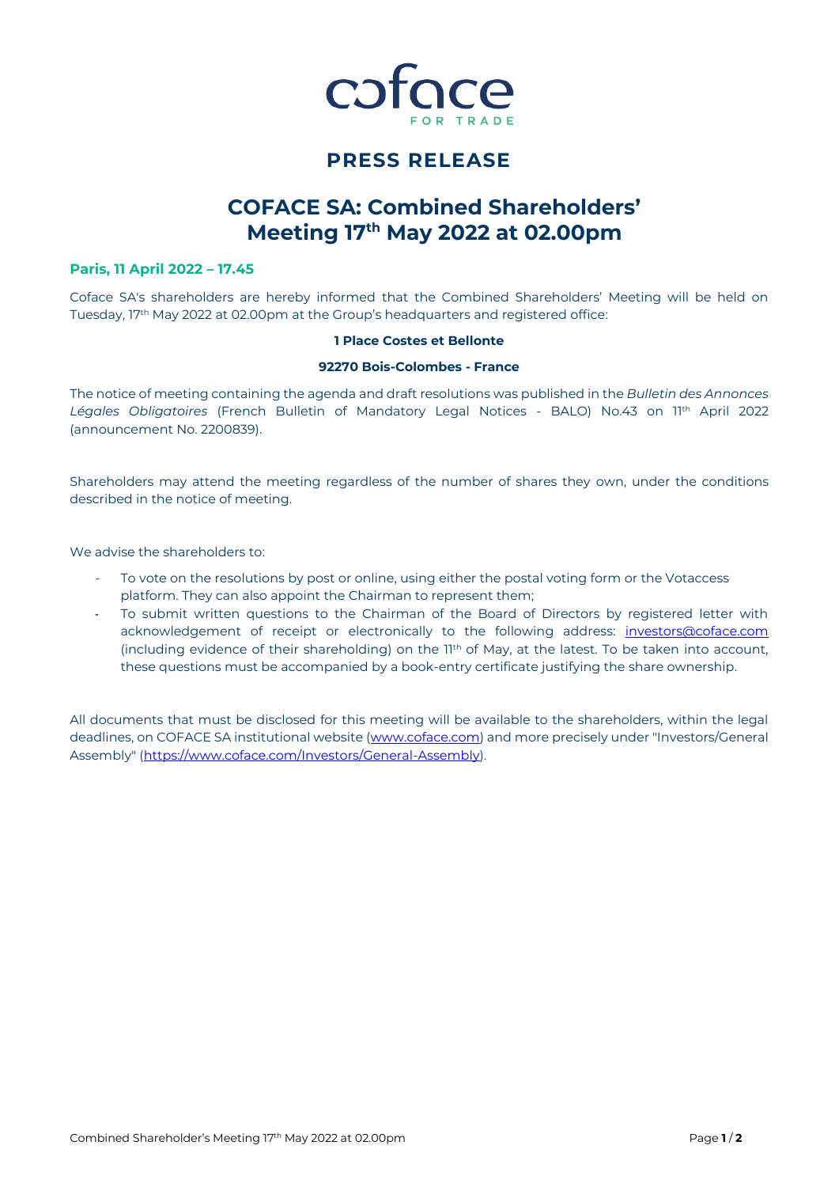# PRESS RELEASE

# COFACE SA: Combined Shareholders' Meeting 17th May 2022 at 02.00pm

**Paris, 11 April 2022 – 17.45**

Coface SA's shareholders are hereby informed that the Combined Shareholders' Meeting will be held on Tuesday, 17th May 2022 at 02.00pm at the Group's headquarters and registered office:

**1 Place Costes et Bellonte**

**92270 Bois-Colombes - France**

The notice of meeting containing the agenda and draft resolutions was published in the *Bulletin des Annonces Légales Obligatoires* (French Bulletin of Mandatory Legal Notices - BALO) No.43 on 11th April 2022 (announcement No. 2200839).

Shareholders may attend the meeting regardless of the number of shares they own, under the conditions described in the notice of meeting.

We advise the shareholders to:

- To vote on the resolutions by post or online, using either the postal voting form or the Votaccess platform. They can also appoint the Chairman to represent them;
- To submit written questions to the Chairman of the Board of Directors by registered letter with acknowledgement of receipt or electronically to the following address: investors@coface.com (including evidence of their shareholding) on the 11th of May, at the latest. To be taken into account, these questions must be accompanied by a book-entry certificate justifying the share ownership.

All documents that must be disclosed for this meeting will be available to the shareholders, within the legal deadlines, on COFACE SA institutional website (www.coface.com) and more precisely under "Investors/General Assembly" (https://www.coface.com/Investors/General-Assembly).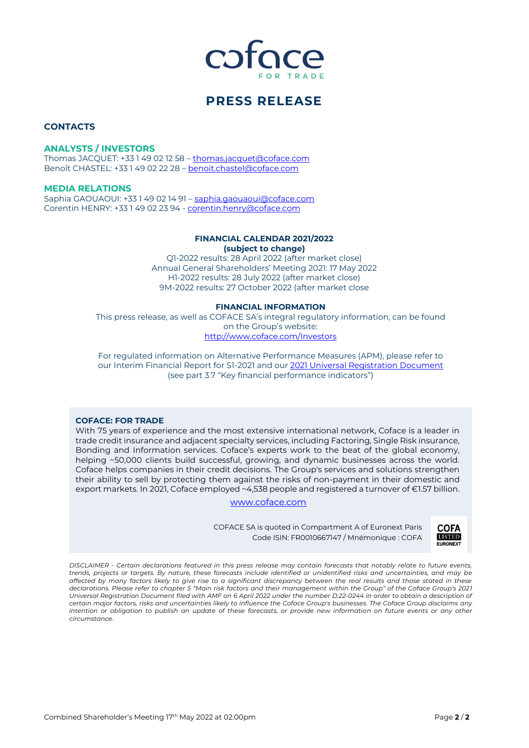# PRESS RELEASE

## CONTACTS

### ANALYSTS / INVESTORS

Thomas JACQUET: +33 1 49 02 12 58 – thomas.jacquet@coface.com
Benoît CHASTEL: +33 1 49 02 22 28 – benoit.chastel@coface.com

### MEDIA RELATIONS

Saphia GAOUAOUI: +33 1 49 02 14 91 – saphia.gaouaoui@coface.com
Corentin HENRY: +33 1 49 02 23 94 - corentin.henry@coface.com

**FINANCIAL CALENDAR 2021/2022**
**(subject to change)**

Q1-2022 results: 28 April 2022 (after market close)
Annual General Shareholders' Meeting 2021: 17 May 2022
H1-2022 results: 28 July 2022 (after market close)
9M-2022 results: 27 October 2022 (after market close

**FINANCIAL INFORMATION**

This press release, as well as COFACE SA's integral regulatory information, can be found on the Group's website:
http://www.coface.com/Investors

For regulated information on Alternative Performance Measures (APM), please refer to our Interim Financial Report for S1-2021 and our 2021 Universal Registration Document (see part 3.7 "Key financial performance indicators")

**COFACE: FOR TRADE**

With 75 years of experience and the most extensive international network, Coface is a leader in trade credit insurance and adjacent specialty services, including Factoring, Single Risk insurance, Bonding and Information services. Coface's experts work to the beat of the global economy, helping ~50,000 clients build successful, growing, and dynamic businesses across the world. Coface helps companies in their credit decisions. The Group's services and solutions strengthen their ability to sell by protecting them against the risks of non-payment in their domestic and export markets. In 2021, Coface employed ~4,538 people and registered a turnover of €1.57 billion.

www.coface.com

COFACE SA is quoted in Compartment A of Euronext Paris
Code ISIN: FR0010667147 / Mnémonique : COFA

*DISCLAIMER - Certain declarations featured in this press release may contain forecasts that notably relate to future events, trends, projects or targets. By nature, these forecasts include identified or unidentified risks and uncertainties, and may be affected by many factors likely to give rise to a significant discrepancy between the real results and those stated in these declarations. Please refer to chapter 5 "Main risk factors and their management within the Group" of the Coface Group's 2021 Universal Registration Document filed with AMF on 6 April 2022 under the number D.22-0244 in order to obtain a description of certain major factors, risks and uncertainties likely to influence the Coface Group's businesses. The Coface Group disclaims any intention or obligation to publish an update of these forecasts, or provide new information on future events or any other circumstance.*